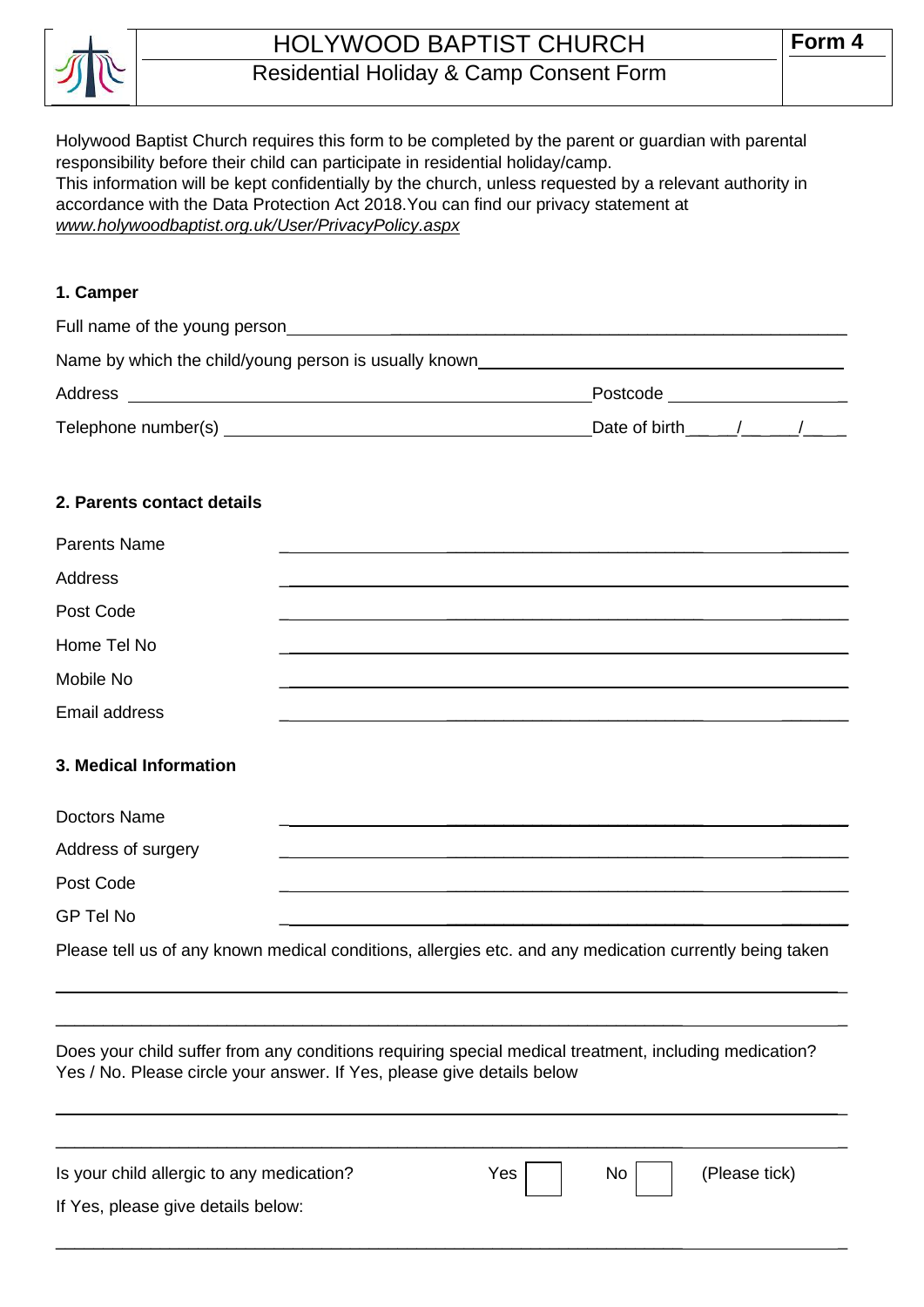# HOLYWOOD BAPTIST CHURCH

## Residential Holiday & Camp Consent Form

**Form 4**

Holywood Baptist Church requires this form to be completed by the parent or guardian with parental responsibility before their child can participate in residential holiday/camp.
This information will be kept confidentially by the church, unless requested by a relevant authority in accordance with the Data Protection Act 2018.You can find our privacy statement at *www.holywoodbaptist.org.uk/User/PrivacyPolicy.aspx*

### 1. Camper

Full name of the young person ______________________________

Name by which the child/young person is usually known ______________________________

Address ______________________________ Postcode ______________

Telephone number(s) ______________________________ Date of birth ____/____/____

### 2. Parents contact details

Parents Name ______________________________

Address ______________________________

Post Code ______________________________

Home Tel No ______________________________

Mobile No ______________________________

Email address ______________________________

### 3. Medical Information

Doctors Name ______________________________

Address of surgery ______________________________

Post Code ______________________________

GP Tel No ______________________________

Please tell us of any known medical conditions, allergies etc. and any medication currently being taken

______________________________

______________________________

Does your child suffer from any conditions requiring special medical treatment, including medication? Yes / No. Please circle your answer. If Yes, please give details below

______________________________

______________________________

Is your child allergic to any medication? Yes ☐ No ☐ (Please tick)

If Yes, please give details below:

______________________________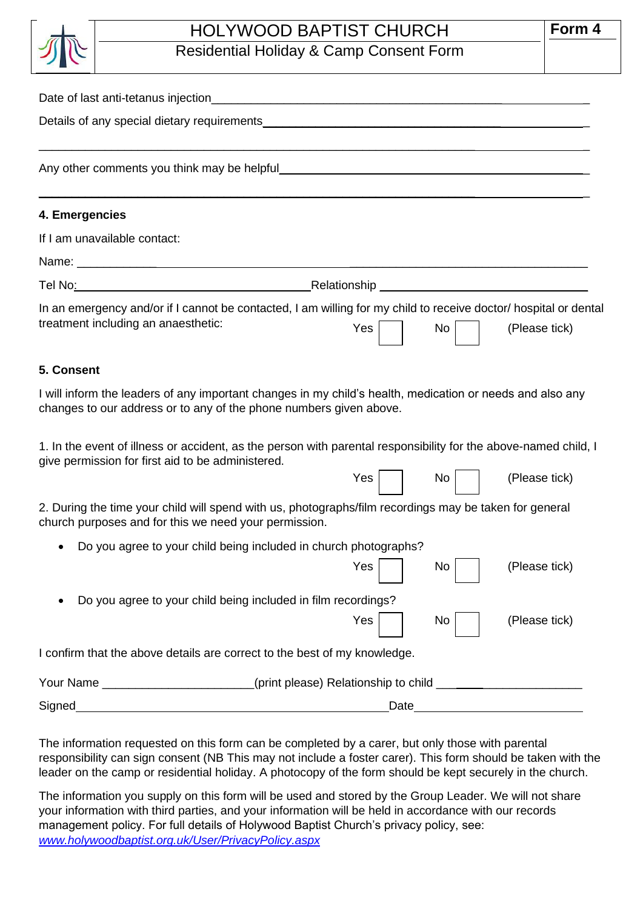# HOLYWOOD BAPTIST CHURCH

## Residential Holiday & Camp Consent Form

**Form 4**

Date of last anti-tetanus injection_______________________________________________

Details of any special dietary requirements_______________________________________

_______________________________________________________________________________

Any other comments you think may be helpful_____________________________________

_______________________________________________________________________________

**4. Emergencies**

If I am unavailable contact:

Name: _________________________________________________________________________

Tel No:_______________________________ Relationship ___________________________

In an emergency and/or if I cannot be contacted, I am willing for my child to receive doctor/ hospital or dental treatment including an anaesthetic:

Yes ☐ No ☐ (Please tick)

**5. Consent**

I will inform the leaders of any important changes in my child's health, medication or needs and also any changes to our address or to any of the phone numbers given above.

1. In the event of illness or accident, as the person with parental responsibility for the above-named child, I give permission for first aid to be administered.

Yes ☐ No ☐ (Please tick)

2. During the time your child will spend with us, photographs/film recordings may be taken for general church purposes and for this we need your permission.

- Do you agree to your child being included in church photographs?

Yes ☐ No ☐ (Please tick)

- Do you agree to your child being included in film recordings?

Yes ☐ No ☐ (Please tick)

I confirm that the above details are correct to the best of my knowledge.

Your Name ______________________(print please) Relationship to child _______________

Signed_____________________________________________Date_________________________

The information requested on this form can be completed by a carer, but only those with parental responsibility can sign consent (NB This may not include a foster carer). This form should be taken with the leader on the camp or residential holiday. A photocopy of the form should be kept securely in the church.

The information you supply on this form will be used and stored by the Group Leader. We will not share your information with third parties, and your information will be held in accordance with our records management policy. For full details of Holywood Baptist Church's privacy policy, see: *www.holywoodbaptist.org.uk/User/PrivacyPolicy.aspx*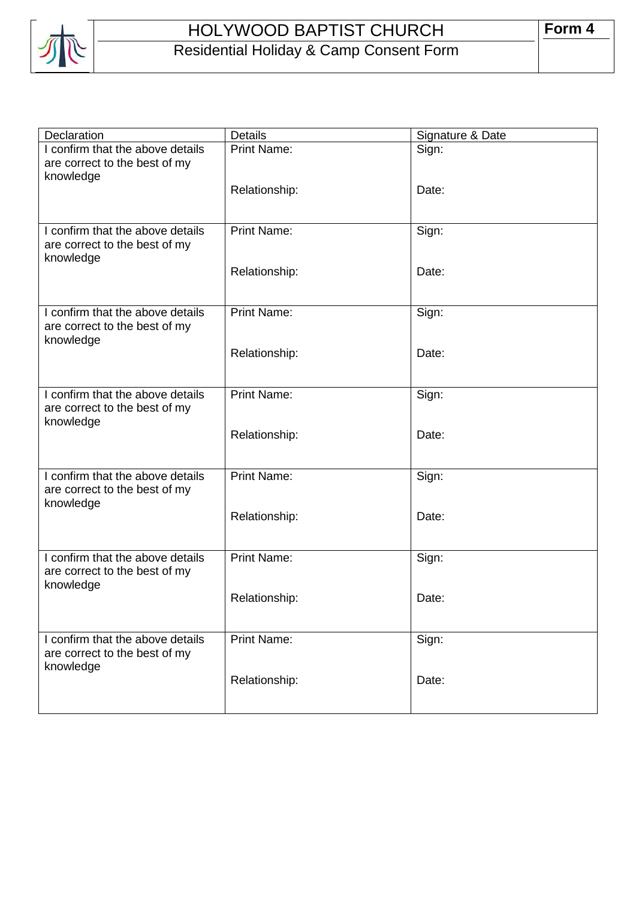HOLYWOOD BAPTIST CHURCH

Residential Holiday & Camp Consent Form

**Form 4**

| Declaration | Details | Signature & Date |
|---|---|---|
| I confirm that the above details are correct to the best of my knowledge | Print Name:<br><br>Relationship: | Sign:<br><br>Date: |
| I confirm that the above details are correct to the best of my knowledge | Print Name:<br><br>Relationship: | Sign:<br><br>Date: |
| I confirm that the above details are correct to the best of my knowledge | Print Name:<br><br>Relationship: | Sign:<br><br>Date: |
| I confirm that the above details are correct to the best of my knowledge | Print Name:<br><br>Relationship: | Sign:<br><br>Date: |
| I confirm that the above details are correct to the best of my knowledge | Print Name:<br><br>Relationship: | Sign:<br><br>Date: |
| I confirm that the above details are correct to the best of my knowledge | Print Name:<br><br>Relationship: | Sign:<br><br>Date: |
| I confirm that the above details are correct to the best of my knowledge | Print Name:<br><br>Relationship: | Sign:<br><br>Date: |